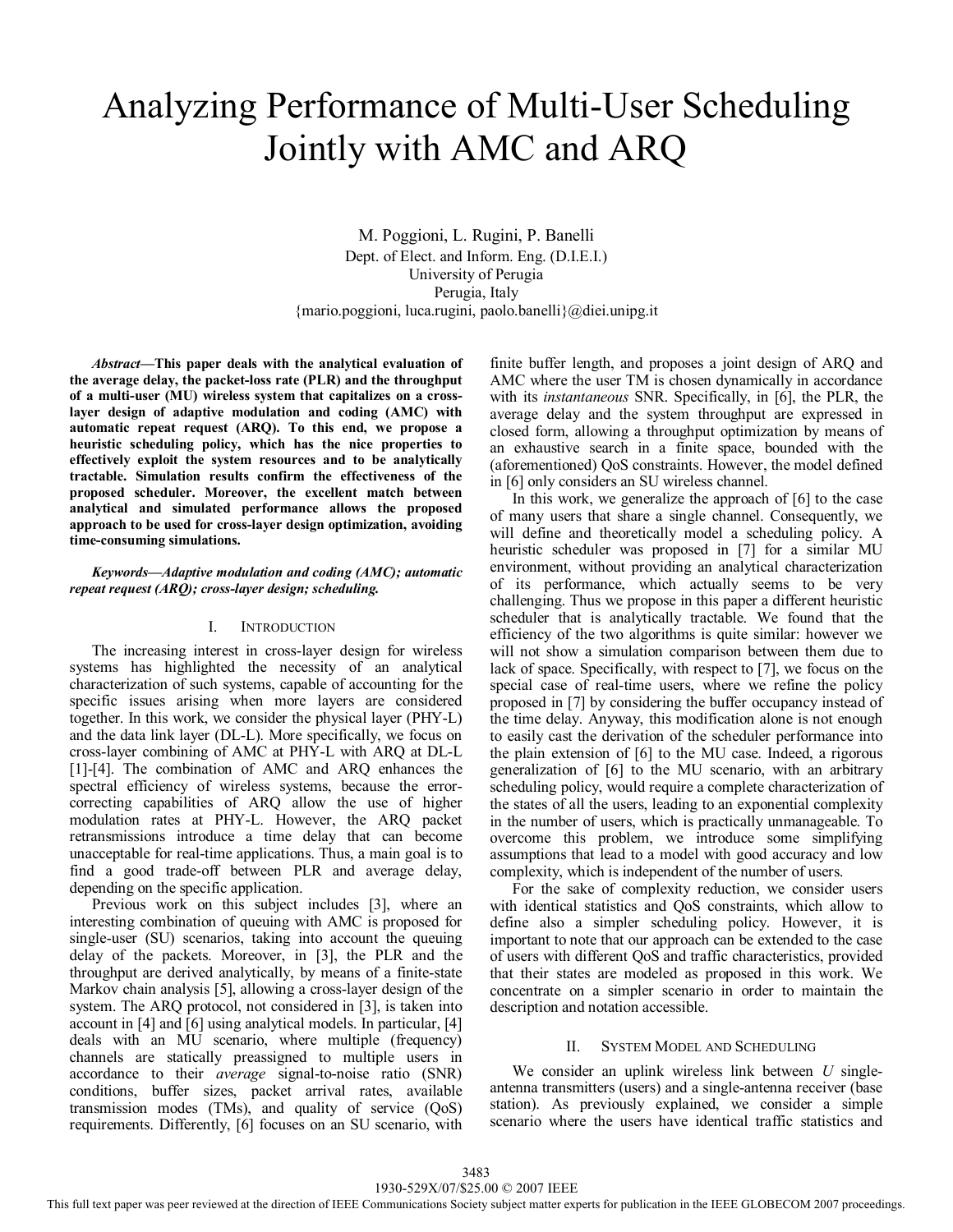# Analyzing Performance of Multi-User Scheduling Jointly with AMC and ARQ

M. Poggioni, L. Rugini, P. Banelli
Dept. of Elect. and Inform. Eng. (D.I.E.I.)
University of Perugia
Perugia, Italy
{mario.poggioni, luca.rugini, paolo.banelli}@diei.unipg.it

***Abstract*—This paper deals with the analytical evaluation of the average delay, the packet-loss rate (PLR) and the throughput of a multi-user (MU) wireless system that capitalizes on a cross-layer design of adaptive modulation and coding (AMC) with automatic repeat request (ARQ). To this end, we propose a heuristic scheduling policy, which has the nice properties to effectively exploit the system resources and to be analytically tractable. Simulation results confirm the effectiveness of the proposed scheduler. Moreover, the excellent match between analytical and simulated performance allows the proposed approach to be used for cross-layer design optimization, avoiding time-consuming simulations.**

***Keywords*—Adaptive modulation and coding (AMC); automatic repeat request (ARQ); cross-layer design; scheduling.**

## I. Introduction

The increasing interest in cross-layer design for wireless systems has highlighted the necessity of an analytical characterization of such systems, capable of accounting for the specific issues arising when more layers are considered together. In this work, we consider the physical layer (PHY-L) and the data link layer (DL-L). More specifically, we focus on cross-layer combining of AMC at PHY-L with ARQ at DL-L [1]-[4]. The combination of AMC and ARQ enhances the spectral efficiency of wireless systems, because the error-correcting capabilities of ARQ allow the use of higher modulation rates at PHY-L. However, the ARQ packet retransmissions introduce a time delay that can become unacceptable for real-time applications. Thus, a main goal is to find a good trade-off between PLR and average delay, depending on the specific application.

Previous work on this subject includes [3], where an interesting combination of queuing with AMC is proposed for single-user (SU) scenarios, taking into account the queuing delay of the packets. Moreover, in [3], the PLR and the throughput are derived analytically, by means of a finite-state Markov chain analysis [5], allowing a cross-layer design of the system. The ARQ protocol, not considered in [3], is taken into account in [4] and [6] using analytical models. In particular, [4] deals with an MU scenario, where multiple (frequency) channels are statically preassigned to multiple users in accordance to their *average* signal-to-noise ratio (SNR) conditions, buffer sizes, packet arrival rates, available transmission modes (TMs), and quality of service (QoS) requirements. Differently, [6] focuses on an SU scenario, with finite buffer length, and proposes a joint design of ARQ and AMC where the user TM is chosen dynamically in accordance with its *instantaneous* SNR. Specifically, in [6], the PLR, the average delay and the system throughput are expressed in closed form, allowing a throughput optimization by means of an exhaustive search in a finite space, bounded with the (aforementioned) QoS constraints. However, the model defined in [6] only considers an SU wireless channel.

In this work, we generalize the approach of [6] to the case of many users that share a single channel. Consequently, we will define and theoretically model a scheduling policy. A heuristic scheduler was proposed in [7] for a similar MU environment, without providing an analytical characterization of its performance, which actually seems to be very challenging. Thus we propose in this paper a different heuristic scheduler that is analytically tractable. We found that the efficiency of the two algorithms is quite similar: however we will not show a simulation comparison between them due to lack of space. Specifically, with respect to [7], we focus on the special case of real-time users, where we refine the policy proposed in [7] by considering the buffer occupancy instead of the time delay. Anyway, this modification alone is not enough to easily cast the derivation of the scheduler performance into the plain extension of [6] to the MU case. Indeed, a rigorous generalization of [6] to the MU scenario, with an arbitrary scheduling policy, would require a complete characterization of the states of all the users, leading to an exponential complexity in the number of users, which is practically unmanageable. To overcome this problem, we introduce some simplifying assumptions that lead to a model with good accuracy and low complexity, which is independent of the number of users.

For the sake of complexity reduction, we consider users with identical statistics and QoS constraints, which allow to define also a simpler scheduling policy. However, it is important to note that our approach can be extended to the case of users with different QoS and traffic characteristics, provided that their states are modeled as proposed in this work. We concentrate on a simpler scenario in order to maintain the description and notation accessible.

## II. System Model and Scheduling

We consider an uplink wireless link between $U$ single-antenna transmitters (users) and a single-antenna receiver (base station). As previously explained, we consider a simple scenario where the users have identical traffic statistics and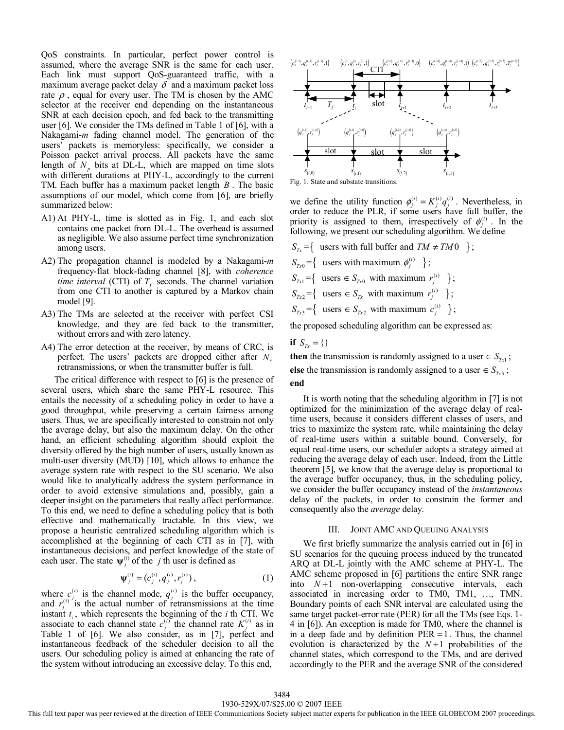QoS constraints. In particular, perfect power control is assumed, where the average SNR is the same for each user. Each link must support QoS-guaranteed traffic, with a maximum average packet delay $\delta$ and a maximum packet loss rate $\rho$, equal for every user. The TM is chosen by the AMC selector at the receiver end depending on the instantaneous SNR at each decision epoch, and fed back to the transmitting user [6]. We consider the TMs defined in Table 1 of [6], with a Nakagami-*m* fading channel model. The generation of the users' packets is memoryless: specifically, we consider a Poisson packet arrival process. All packets have the same length of $N_p$ bits at DL-L, which are mapped on time slots with different durations at PHY-L, accordingly to the current TM. Each buffer has a maximum packet length $B$. The basic assumptions of our model, which come from [6], are briefly summarized below:

A1) At PHY-L, time is slotted as in Fig. 1, and each slot contains one packet from DL-L. The overhead is assumed as negligible. We also assume perfect time synchronization among users.

A2) The propagation channel is modeled by a Nakagami-*m* frequency-flat block-fading channel [8], with *coherence time interval* (CTI) of $T_f$ seconds. The channel variation from one CTI to another is captured by a Markov chain model [9].

A3) The TMs are selected at the receiver with perfect CSI knowledge, and they are fed back to the transmitter, without errors and with zero latency.

A4) The error detection at the receiver, by means of CRC, is perfect. The users' packets are dropped either after $N_r$ retransmissions, or when the transmitter buffer is full.

The critical difference with respect to [6] is the presence of several users, which share the same PHY-L resource. This entails the necessity of a scheduling policy in order to have a good throughput, while preserving a certain fairness among users. Thus, we are specifically interested to constrain not only the average delay, but also the maximum delay. On the other hand, an efficient scheduling algorithm should exploit the diversity offered by the high number of users, usually known as multi-user diversity (MUD) [10], which allows to enhance the average system rate with respect to the SU scenario. We also would like to analytically address the system performance in order to avoid extensive simulations and, possibly, gain a deeper insight on the parameters that really affect performance. To this end, we need to define a scheduling policy that is both effective and mathematically tractable. In this view, we propose a heuristic centralized scheduling algorithm which is accomplished at the beginning of each CTI as in [7], with instantaneous decisions, and perfect knowledge of the state of each user. The state $\boldsymbol{\psi}_j^{(i)}$ of the $j$ th user is defined as

$$\boldsymbol{\psi}_j^{(i)} = (c_j^{(i)}, q_j^{(i)}, r_j^{(i)}), \tag{1}$$

where $c_j^{(i)}$ is the channel mode, $q_j^{(i)}$ is the buffer occupancy, and $r_j^{(i)}$ is the actual number of retransmissions at the time instant $t_i$, which represents the beginning of the $i$ th CTI. We associate to each channel state $c_j^{(i)}$ the channel rate $K_j^{(i)}$ as in Table 1 of [6]. We also consider, as in [7], perfect and instantaneous feedback of the scheduler decision to all the users. Our scheduling policy is aimed at enhancing the rate of the system without introducing an excessive delay. To this end,

Fig. 1. State and substate transitions.

we define the utility function $\phi_j^{(i)} = K_j^{(i)} q_j^{(i)}$. Nevertheless, in order to reduce the PLR, if some users have full buffer, the priority is assigned to them, irrespectively of $\phi_j^{(i)}$. In the following, we present our scheduling algorithm. We define

$S_{Tx} = \{$ users with full buffer and $TM \neq TM0$ $\}$;

$S_{Tx0} = \{$ users with maximum $\phi_j^{(i)}$ $\}$;

$S_{Tx1} = \{$ users $\in S_{Tx0}$ with maximum $r_j^{(i)}$ $\}$;

$S_{Tx2} = \{$ users $\in S_{Tx}$ with maximum $r_j^{(i)}$ $\}$;

$S_{Tx3} = \{$ users $\in S_{Tx2}$ with maximum $c_j^{(i)}$ $\}$;

the proposed scheduling algorithm can be expressed as:

**if** $S_{Tx} = \{\}$

**then** the transmission is randomly assigned to a user $\in S_{Tx1}$;

**else** the transmission is randomly assigned to a user $\in S_{Tx3}$;

**end**

It is worth noting that the scheduling algorithm in [7] is not optimized for the minimization of the average delay of real-time users, because it considers different classes of users, and tries to maximize the system rate, while maintaining the delay of real-time users within a suitable bound. Conversely, for equal real-time users, our scheduler adopts a strategy aimed at reducing the average delay of each user. Indeed, from the Little theorem [5], we know that the average delay is proportional to the average buffer occupancy, thus, in the scheduling policy, we consider the buffer occupancy instead of the *instantaneous* delay of the packets, in order to constrain the former and consequently also the *average* delay.

## III. Joint AMC and Queuing Analysis

We first briefly summarize the analysis carried out in [6] in SU scenarios for the queuing process induced by the truncated ARQ at DL-L jointly with the AMC scheme at PHY-L. The AMC scheme proposed in [6] partitions the entire SNR range into $N+1$ non-overlapping consecutive intervals, each associated in increasing order to TM0, TM1, …, TMN. Boundary points of each SNR interval are calculated using the same target packet-error rate (PER) for all the TMs (see Eqs. 1-4 in [6]). An exception is made for TM0, where the channel is in a deep fade and by definition $\text{PER} = 1$. Thus, the channel evolution is characterized by the $N+1$ probabilities of the channel states, which correspond to the TMs, and are derived accordingly to the PER and the average SNR of the considered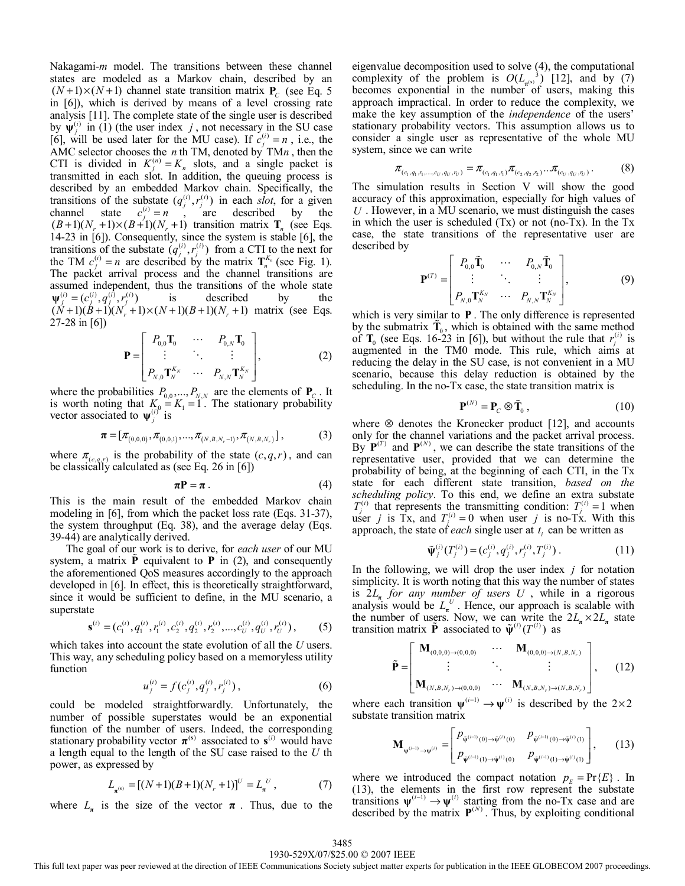Nakagami-$m$ model. The transitions between these channel states are modeled as a Markov chain, described by an $(N+1)\times(N+1)$ channel state transition matrix $\mathbf{P}_C$ (see Eq. 5 in [6]), which is derived by means of a level crossing rate analysis [11]. The complete state of the single user is described by $\boldsymbol{\psi}_j^{(i)}$ in (1) (the user index $j$, not necessary in the SU case [6], will be used later for the $n$ th MU case). If $c_j^{(i)} = n$, i.e., the AMC selector chooses the $n$ th TM, denoted by TM$n$, then the CTI is divided in $K_j^{(n)} = K_n$ slots, and a single packet is transmitted in each slot. In addition, the queuing process is described by an embedded Markov chain. Specifically, the transitions of the substate $(q_j^{(i)}, r_j^{(i)})$ in each *slot*, for a given channel state $c_j^{(i)} = n$, are described by the $(B+1)(N_r+1)\times(B+1)(N_r+1)$ transition matrix $\mathbf{T}_n$ (see Eqs. 14-23 in [6]). Consequently, since the system is stable [6], the transitions of the substate $(q_j^{(i)}, r_j^{(i)})$ from a CTI to the next for the TM $c_j^{(i)} = n$ are described by the matrix $\mathbf{T}_n^{K_n}$ (see Fig. 1). The packet arrival process and the channel transitions are assumed independent, thus the transitions of the whole state $\boldsymbol{\psi}_j^{(i)} = (c_j^{(i)}, q_j^{(i)}, r_j^{(i)})$ is described by the $(N+1)(B+1)(N_r+1)\times(N+1)(B+1)(N_r+1)$ matrix (see Eqs. 27-28 in [6])

$$\mathbf{P} = \begin{bmatrix} P_{0,0}\mathbf{T}_0 & \cdots & P_{0,N}\mathbf{T}_0 \\ \vdots & \ddots & \vdots \\ P_{N,0}\mathbf{T}_N^{K_N} & \cdots & P_{N,N}\mathbf{T}_N^{K_N} \end{bmatrix}, \qquad (2)$$

where the probabilities $P_{0,0},\ldots,P_{N,N}$ are the elements of $\mathbf{P}_C$. It is worth noting that $K_0 = K_1 = 1$. The stationary probability vector associated to $\boldsymbol{\psi}_j^{(i)}$ is

$$\boldsymbol{\pi} = [\pi_{(0,0,0)}, \pi_{(0,0,1)}, \ldots, \pi_{(N,B,N_r-1)}, \pi_{(N,B,N_r)}], \qquad (3)$$

where $\pi_{(c,q,r)}$ is the probability of the state $(c,q,r)$, and can be classically calculated as (see Eq. 26 in [6])

$$\boldsymbol{\pi}\mathbf{P} = \boldsymbol{\pi}. \qquad (4)$$

This is the main result of the embedded Markov chain modeling in [6], from which the packet loss rate (Eqs. 31-37), the system throughput (Eq. 38), and the average delay (Eqs. 39-44) are analytically derived.

The goal of our work is to derive, for *each user* of our MU system, a matrix $\tilde{\mathbf{P}}$ equivalent to $\mathbf{P}$ in (2), and consequently the aforementioned QoS measures accordingly to the approach developed in [6]. In effect, this is theoretically straightforward, since it would be sufficient to define, in the MU scenario, a superstate

$$\mathbf{s}^{(i)} = (c_1^{(i)}, q_1^{(i)}, r_1^{(i)}, c_2^{(i)}, q_2^{(i)}, r_2^{(i)}, \ldots, c_U^{(i)}, q_U^{(i)}, r_U^{(i)}), \qquad (5)$$

which takes into account the state evolution of all the $U$ users. This way, any scheduling policy based on a memoryless utility function

$$u_j^{(i)} = f(c_j^{(i)}, q_j^{(i)}, r_j^{(i)}), \qquad (6)$$

could be modeled straightforwardly. Unfortunately, the number of possible superstates would be an exponential function of the number of users. Indeed, the corresponding stationary probability vector $\boldsymbol{\pi}^{(\mathbf{s})}$ associated to $\mathbf{s}^{(i)}$ would have a length equal to the length of the SU case raised to the $U$ th power, as expressed by

$$L_{\boldsymbol{\pi}^{(\mathbf{s})}} = [(N+1)(B+1)(N_r+1)]^U = L_{\boldsymbol{\pi}}^{\ U}, \qquad (7)$$

where $L_{\boldsymbol{\pi}}$ is the size of the vector $\boldsymbol{\pi}$. Thus, due to the eigenvalue decomposition used to solve (4), the computational complexity of the problem is $O(L_{\boldsymbol{\pi}^{(\mathbf{s})}}^{\ 3})$ [12], and by (7) becomes exponential in the number of users, making this approach impractical. In order to reduce the complexity, we make the key assumption of the *independence* of the users' stationary probability vectors. This assumption allows us to consider a single user as representative of the whole MU system, since we can write

$$\pi_{(c_1,q_1,r_1,\ldots,c_U,q_U,r_U)} = \pi_{(c_1,q_1,r_1)}\pi_{(c_2,q_2,r_2)}\ldots\pi_{(c_U,q_U,r_U)}. \qquad (8)$$

The simulation results in Section V will show the good accuracy of this approximation, especially for high values of $U$. However, in a MU scenario, we must distinguish the cases in which the user is scheduled (Tx) or not (no-Tx). In the Tx case, the state transitions of the representative user are described by

$$\mathbf{P}^{(T)} = \begin{bmatrix} P_{0,0}\tilde{\mathbf{T}}_0 & \cdots & P_{0,N}\tilde{\mathbf{T}}_0 \\ \vdots & \ddots & \vdots \\ P_{N,0}\mathbf{T}_N^{K_N} & \cdots & P_{N,N}\mathbf{T}_N^{K_N} \end{bmatrix}, \qquad (9)$$

which is very similar to $\mathbf{P}$. The only difference is represented by the submatrix $\tilde{\mathbf{T}}_0$, which is obtained with the same method of $\mathbf{T}_0$ (see Eqs. 16-23 in [6]), but without the rule that $r_j^{(i)}$ is augmented in the TM0 mode. This rule, which aims at reducing the delay in the SU case, is not convenient in a MU scenario, because this delay reduction is obtained by the scheduling. In the no-Tx case, the state transition matrix is

$$\mathbf{P}^{(N)} = \mathbf{P}_C \otimes \tilde{\mathbf{T}}_0, \qquad (10)$$

where $\otimes$ denotes the Kronecker product [12], and accounts only for the channel variations and the packet arrival process. By $\mathbf{P}^{(T)}$ and $\mathbf{P}^{(N)}$, we can describe the state transitions of the representative user, provided that we can determine the probability of being, at the beginning of each CTI, in the Tx state for each different state transition, *based on the scheduling policy*. To this end, we define an extra substate $T_j^{(i)}$ that represents the transmitting condition: $T_j^{(i)} = 1$ when user $j$ is Tx, and $T_j^{(i)} = 0$ when user $j$ is no-Tx. With this approach, the state of *each* single user at $t_i$ can be written as

$$\tilde{\boldsymbol{\psi}}_j^{(i)}(T_j^{(i)}) = (c_j^{(i)}, q_j^{(i)}, r_j^{(i)}, T_j^{(i)}). \qquad (11)$$

In the following, we will drop the user index $j$ for notation simplicity. It is worth noting that this way the number of states is $2L_{\boldsymbol{\pi}}$ *for any number of users* $U$, while in a rigorous analysis would be $L_{\boldsymbol{\pi}}^{\ U}$. Hence, our approach is scalable with the number of users. Now, we can write the $2L_{\boldsymbol{\pi}}\times 2L_{\boldsymbol{\pi}}$ state transition matrix $\tilde{\mathbf{P}}$ associated to $\tilde{\boldsymbol{\psi}}^{(i)}(T^{(i)})$ as

$$\tilde{\mathbf{P}} = \begin{bmatrix} \mathbf{M}_{(0,0,0)\to(0,0,0)} & \cdots & \mathbf{M}_{(0,0,0)\to(N,B,N_r)} \\ \vdots & \ddots & \vdots \\ \mathbf{M}_{(N,B,N_r)\to(0,0,0)} & \cdots & \mathbf{M}_{(N,B,N_r)\to(N,B,N_r)} \end{bmatrix}, \qquad (12)$$

where each transition $\boldsymbol{\psi}^{(i-1)} \to \boldsymbol{\psi}^{(i)}$ is described by the $2\times 2$ substate transition matrix

$$\mathbf{M}_{\boldsymbol{\psi}^{(i-1)}\to\boldsymbol{\psi}^{(i)}} = \begin{bmatrix} p_{\tilde{\boldsymbol{\psi}}^{(i-1)}(0)\to\tilde{\boldsymbol{\psi}}^{(i)}(0)} & p_{\tilde{\boldsymbol{\psi}}^{(i-1)}(0)\to\tilde{\boldsymbol{\psi}}^{(i)}(1)} \\ p_{\tilde{\boldsymbol{\psi}}^{(i-1)}(1)\to\tilde{\boldsymbol{\psi}}^{(i)}(0)} & p_{\tilde{\boldsymbol{\psi}}^{(i-1)}(1)\to\tilde{\boldsymbol{\psi}}^{(i)}(1)} \end{bmatrix}, \qquad (13)$$

where we introduced the compact notation $p_E = \Pr\{E\}$. In (13), the elements in the first row represent the substate transitions $\boldsymbol{\psi}^{(i-1)} \to \boldsymbol{\psi}^{(i)}$ starting from the no-Tx case and are described by the matrix $\mathbf{P}^{(N)}$. Thus, by exploiting conditional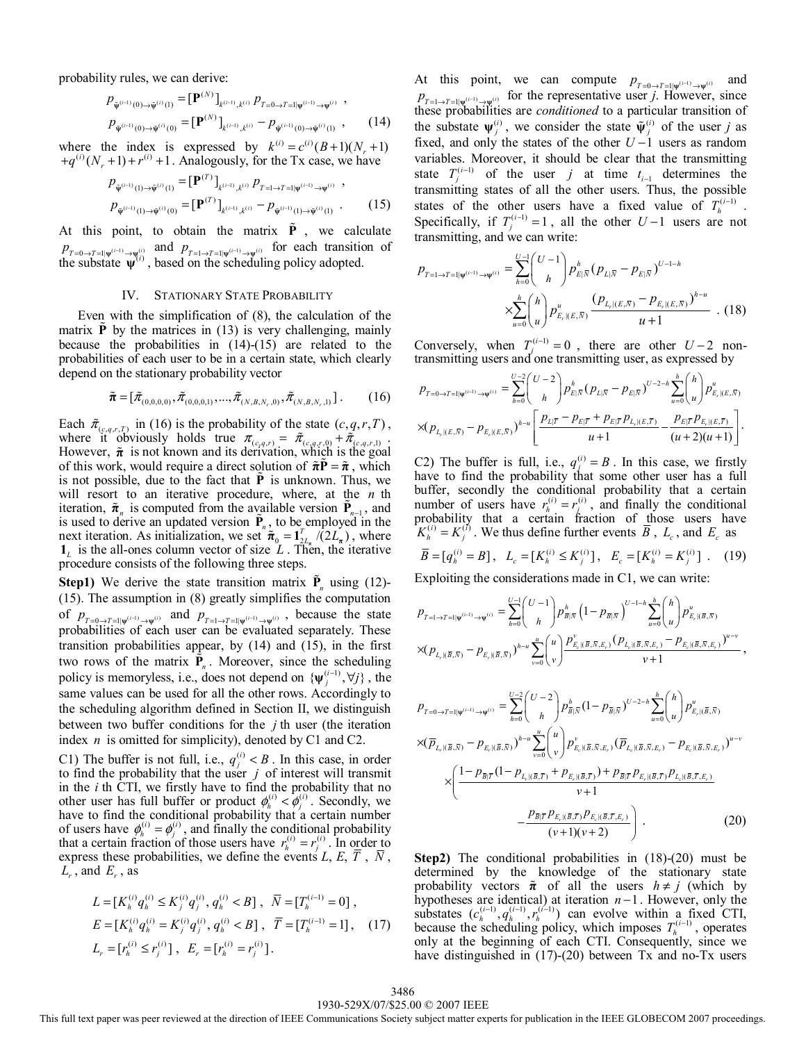probability rules, we can derive:

$$
\begin{aligned}
p_{\tilde{\psi}^{(i-1)}(0)\to\tilde{\psi}^{(i)}(1)} &= [\mathbf{P}^{(N)}]_{k^{(i-1)},k^{(i)}}\, p_{T=0\to T=1|\psi^{(i-1)}\to\psi^{(i)}} \;, \\
p_{\tilde{\psi}^{(i-1)}(0)\to\tilde{\psi}^{(i)}(0)} &= [\mathbf{P}^{(N)}]_{k^{(i-1)},k^{(i)}} - p_{\tilde{\psi}^{(i-1)}(0)\to\tilde{\psi}^{(i)}(1)} \;,
\end{aligned} \tag{14}
$$

where the index is expressed by $k^{(i)} = c^{(i)}(B+1)(N_r+1) + q^{(i)}(N_r+1) + r^{(i)} + 1$. Analogously, for the Tx case, we have

$$
\begin{aligned}
p_{\tilde{\psi}^{(i-1)}(1)\to\tilde{\psi}^{(i)}(1)} &= [\mathbf{P}^{(T)}]_{k^{(i-1)},k^{(i)}}\, p_{T=1\to T=1|\psi^{(i-1)}\to\psi^{(i)}} \;, \\
p_{\tilde{\psi}^{(i-1)}(1)\to\tilde{\psi}^{(i)}(0)} &= [\mathbf{P}^{(T)}]_{k^{(i-1)},k^{(i)}} - p_{\tilde{\psi}^{(i-1)}(1)\to\tilde{\psi}^{(i)}(1)} \;.
\end{aligned} \tag{15}
$$

At this point, to obtain the matrix $\tilde{\mathbf{P}}$, we calculate $p_{T=0\to T=1|\psi^{(i-1)}\to\psi^{(i)}}$ and $p_{T=1\to T=1|\psi^{(i-1)}\to\psi^{(i)}}$ for each transition of the substate $\psi^{(i)}$, based on the scheduling policy adopted.

## IV. Stationary State Probability

Even with the simplification of (8), the calculation of the matrix $\tilde{\mathbf{P}}$ by the matrices in (13) is very challenging, mainly because the probabilities in (14)-(15) are related to the probabilities of each user to be in a certain state, which clearly depend on the stationary probability vector

$$
\tilde{\boldsymbol{\pi}} = [\tilde{\pi}_{(0,0,0,0)}, \tilde{\pi}_{(0,0,0,1)}, ..., \tilde{\pi}_{(N,B,N_r,0)}, \tilde{\pi}_{(N,B,N_r,1)}] \;. \tag{16}
$$

Each $\tilde{\pi}_{(c,q,r,T)}$ in (16) is the probability of the state $(c,q,r,T)$, where it obviously holds true $\pi_{(c,q,r)} = \tilde{\pi}_{(c,q,r,0)} + \tilde{\pi}_{(c,q,r,1)}$. However, $\tilde{\boldsymbol{\pi}}$ is not known and its derivation, which is the goal of this work, would require a direct solution of $\tilde{\boldsymbol{\pi}}\tilde{\mathbf{P}} = \tilde{\boldsymbol{\pi}}$, which is not possible, due to the fact that $\tilde{\mathbf{P}}$ is unknown. Thus, we will resort to an iterative procedure, where, at the $n$ th iteration, $\tilde{\boldsymbol{\pi}}_n$ is computed from the available version $\tilde{\mathbf{P}}_{n-1}$, and is used to derive an updated version $\tilde{\mathbf{P}}_n$, to be employed in the next iteration. As initialization, we set $\tilde{\boldsymbol{\pi}}_0 = \mathbf{1}^T_{2L_\pi}/(2L_\pi)$, where $\mathbf{1}_L$ is the all-ones column vector of size $L$. Then, the iterative procedure consists of the following three steps.

**Step1)** We derive the state transition matrix $\tilde{\mathbf{P}}_n$ using (12)-(15). The assumption in (8) greatly simplifies the computation of $p_{T=0\to T=1|\psi^{(i-1)}\to\psi^{(i)}}$ and $p_{T=1\to T=1|\psi^{(i-1)}\to\psi^{(i)}}$, because the state probabilities of each user can be evaluated separately. These transition probabilities appear, by (14) and (15), in the first two rows of the matrix $\tilde{\mathbf{P}}_n$. Moreover, since the scheduling policy is memoryless, i.e., does not depend on $\{\psi_j^{(i-1)}, \forall j\}$, the same values can be used for all the other rows. Accordingly to the scheduling algorithm defined in Section II, we distinguish between two buffer conditions for the $j$ th user (the iteration index $n$ is omitted for simplicity), denoted by C1 and C2.

C1) The buffer is not full, i.e., $q_j^{(i)} < B$. In this case, in order to find the probability that the user $j$ of interest will transmit in the $i$ th CTI, we firstly have to find the probability that no other user has full buffer or product $\phi_h^{(i)} < \phi_j^{(i)}$. Secondly, we have to find the conditional probability that a certain number of users have $\phi_h^{(i)} = \phi_j^{(i)}$, and finally the conditional probability that a certain fraction of those users have $r_h^{(i)} = r_j^{(i)}$. In order to express these probabilities, we define the events $L$, $E$, $\overline{T}$, $\overline{N}$, $L_r$, and $E_r$, as

$$
\begin{aligned}
&L = [K_h^{(i)} q_h^{(i)} \le K_j^{(i)} q_j^{(i)},\, q_h^{(i)} < B] \;, \quad \overline{N} = [T_h^{(i-1)} = 0] \;, \\
&E = [K_h^{(i)} q_h^{(i)} = K_j^{(i)} q_j^{(i)},\, q_h^{(i)} < B] \;, \quad \overline{T} = [T_h^{(i-1)} = 1] \;, \\
&L_r = [r_h^{(i)} \le r_j^{(i)}] \;, \quad E_r = [r_h^{(i)} = r_j^{(i)}] \;.
\end{aligned} \tag{17}
$$

At this point, we can compute $p_{T=0\to T=1|\psi^{(i-1)}\to\psi^{(i)}}$ and $p_{T=1\to T=1|\psi^{(i-1)}\to\psi^{(i)}}$ for the representative user $j$. However, since these probabilities are *conditioned* to a particular transition of the substate $\psi_j^{(i)}$, we consider the state $\tilde{\psi}_j^{(i)}$ of the user $j$ as fixed, and only the states of the other $U-1$ users as random variables. Moreover, it should be clear that the transmitting state $T_j^{(i-1)}$ of the user $j$ at time $t_{i-1}$ determines the transmitting states of all the other users. Thus, the possible states of the other users have a fixed value of $T_h^{(i-1)}$. Specifically, if $T_j^{(i-1)} = 1$, all the other $U-1$ users are not transmitting, and we can write:

$$
p_{T=1\to T=1|\psi^{(i-1)}\to\psi^{(i)}} = \sum_{h=0}^{U-1} \binom{U-1}{h} p_{E|\overline{N}}^h (p_{L|\overline{N}} - p_{E|\overline{N}})^{U-1-h} \times \sum_{u=0}^{h} \binom{h}{u} p_{E_r|(E,\overline{N})}^u \frac{(p_{L_r|(E,\overline{N})} - p_{E_r|(E,\overline{N})})^{h-u}}{u+1} \;. \tag{18}
$$

Conversely, when $T_j^{(i-1)} = 0$, there are other $U-2$ non-transmitting users and one transmitting user, as expressed by

$$
p_{T=0\to T=1|\psi^{(i-1)}\to\psi^{(i)}} = \sum_{h=0}^{U-2} \binom{U-2}{h} p_{E|\overline{N}}^h (p_{L|\overline{N}} - p_{E|\overline{N}})^{U-2-h} \sum_{u=0}^{h} \binom{h}{u} p_{E_r|(E,\overline{N})}^u
\times (p_{L_r|(E,\overline{N})} - p_{E_r|(E,\overline{N})})^{h-u} \left[ \frac{p_{L|\overline{T}} - p_{E|\overline{T}} + p_{E|\overline{T}} p_{L_r|(E,\overline{T})}}{u+1} - \frac{p_{E|\overline{T}} p_{E_r|(E,\overline{T})}}{(u+2)(u+1)} \right].
$$

C2) The buffer is full, i.e., $q_j^{(i)} = B$. In this case, we firstly have to find the probability that some other user has a full buffer, secondly the conditional probability that a certain number of users have $r_h^{(i)} = r_j^{(i)}$, and finally the conditional probability that a certain fraction of those users have $K_h^{(i)} = K_j^{(i)}$. We thus define further events $\overline{B}$, $L_c$, and $E_c$ as

$$
\overline{B} = [q_h^{(i)} = B] \;, \quad L_c = [K_h^{(i)} \le K_j^{(i)}] \;, \quad E_c = [K_h^{(i)} = K_j^{(i)}] \;. \tag{19}
$$

Exploiting the considerations made in C1, we can write:

$$
p_{T=1\to T=1|\psi^{(i-1)}\to\psi^{(i)}} = \sum_{h=0}^{U-1} \binom{U-1}{h} p_{\overline{B}|\overline{N}}^h \left(1 - p_{\overline{B}|\overline{N}}\right)^{U-1-h} \sum_{u=0}^{h} \binom{h}{u} p_{E_r|(\overline{B},\overline{N})}^u
\times (p_{L_r|(\overline{B},\overline{N})} - p_{E_r|(\overline{B},\overline{N})})^{h-u} \sum_{v=0}^{u} \binom{u}{v} \frac{p_{E_c|(\overline{B},\overline{N},E_r)}^v (p_{L_c|(\overline{B},\overline{N},E_r)} - p_{E_c|(\overline{B},\overline{N},E_r)})^{u-v}}{v+1} \;,
$$

$$
\begin{aligned}
p_{T=0\to T=1|\psi^{(i-1)}\to\psi^{(i)}} = &\sum_{h=0}^{U-2} \binom{U-2}{h} p_{\overline{B}|\overline{N}}^h (1 - p_{\overline{B}|\overline{N}})^{U-2-h} \sum_{u=0}^{h} \binom{h}{u} p_{E_r|(\overline{B},\overline{N})}^u \\
&\times (\overline{p}_{L_r|(\overline{B},\overline{N})} - p_{E_r|(\overline{B},\overline{N})})^{h-u} \sum_{v=0}^{u} \binom{u}{v} p_{E_c|(\overline{B},\overline{N},E_r)}^v (\overline{p}_{L_c|(\overline{B},\overline{N},E_r)} - p_{E_c|(\overline{B},\overline{N},E_r)})^{u-v} \\
&\times \left( \frac{1 - p_{\overline{B}|\overline{T}}(1 - p_{L_r|(\overline{B},\overline{T})} + p_{E_r|(\overline{B},\overline{T})}) + p_{\overline{B}|\overline{T}} p_{E_r|(\overline{B},\overline{T})} p_{L_c|(\overline{B},\overline{T},E_r)}}{v+1} \right. \\
&\left. \quad - \frac{p_{\overline{B}|\overline{T}} p_{E_r|(\overline{B},\overline{T})} p_{E_c|(\overline{B},\overline{T},E_r)}}{(v+1)(v+2)} \right) \;.
\end{aligned} \tag{20}
$$

**Step2)** The conditional probabilities in (18)-(20) must be determined by the knowledge of the stationary state probability vectors $\tilde{\boldsymbol{\pi}}$ of all the users $h \ne j$ (which by hypotheses are identical) at iteration $n-1$. However, only the substates $(c_h^{(i-1)}, q_h^{(i-1)}, r_h^{(i-1)})$ can evolve within a fixed CTI, because the scheduling policy, which imposes $T_h^{(i-1)}$, operates only at the beginning of each CTI. Consequently, since we have distinguished in (17)-(20) between Tx and no-Tx users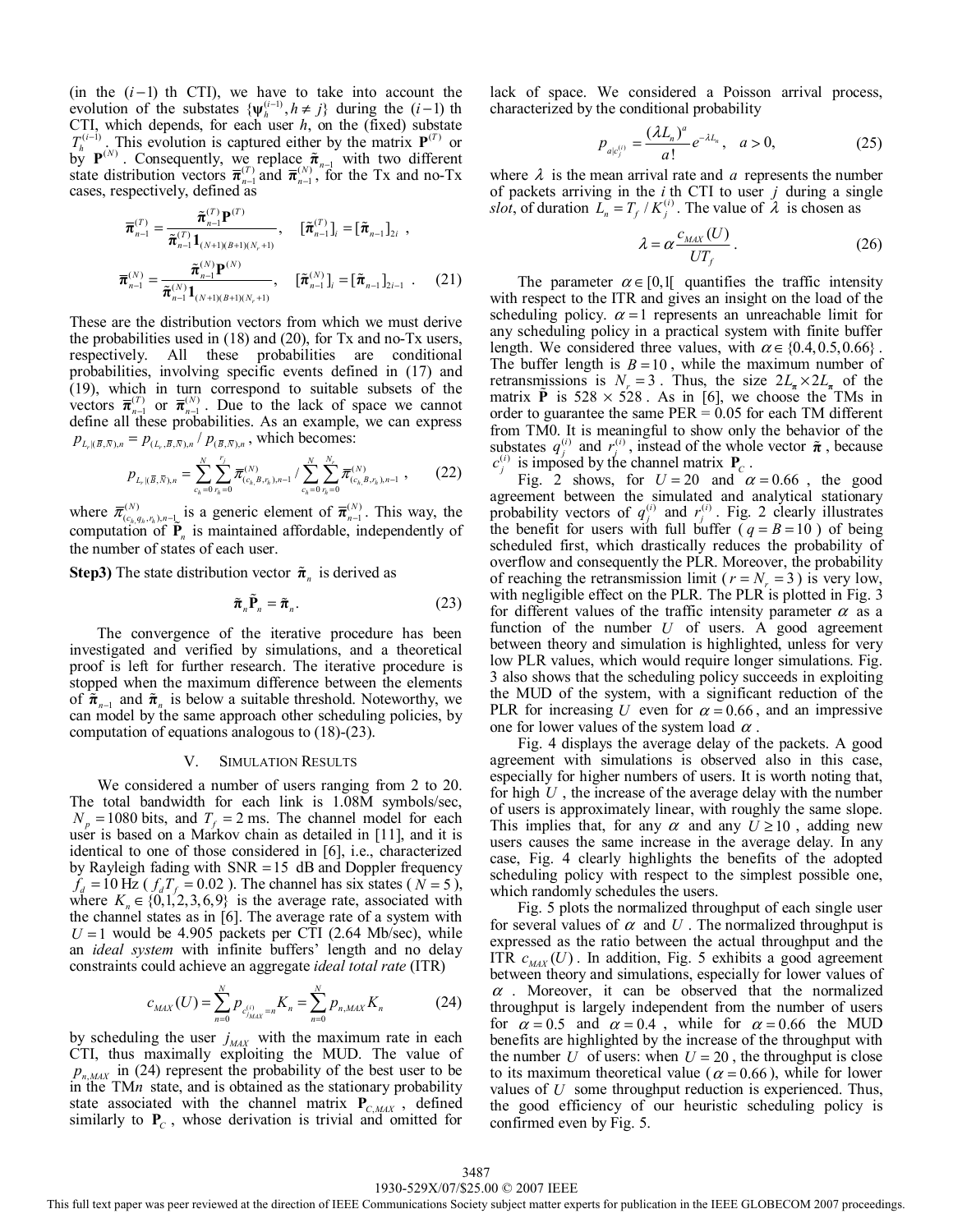(in the $(i-1)$ th CTI), we have to take into account the evolution of the substates $\{\boldsymbol{\psi}_h^{(i-1)}, h \neq j\}$ during the $(i-1)$ th CTI, which depends, for each user $h$, on the (fixed) substate $T_h^{(i-1)}$. This evolution is captured either by the matrix $\mathbf{P}^{(T)}$ or by $\mathbf{P}^{(N)}$. Consequently, we replace $\tilde{\boldsymbol{\pi}}_{n-1}$ with two different state distribution vectors $\overline{\boldsymbol{\pi}}_{n-1}^{(T)}$ and $\overline{\boldsymbol{\pi}}_{n-1}^{(N)}$, for the Tx and no-Tx cases, respectively, defined as

$$\overline{\boldsymbol{\pi}}_{n-1}^{(T)} = \frac{\tilde{\boldsymbol{\pi}}_{n-1}^{(T)}\mathbf{P}^{(T)}}{\tilde{\boldsymbol{\pi}}_{n-1}^{(T)}\mathbf{1}_{(N+1)(B+1)(N_r+1)}}, \quad [\tilde{\boldsymbol{\pi}}_{n-1}^{(T)}]_i = [\tilde{\boldsymbol{\pi}}_{n-1}]_{2i},$$

$$\overline{\boldsymbol{\pi}}_{n-1}^{(N)} = \frac{\tilde{\boldsymbol{\pi}}_{n-1}^{(N)}\mathbf{P}^{(N)}}{\tilde{\boldsymbol{\pi}}_{n-1}^{(N)}\mathbf{1}_{(N+1)(B+1)(N_r+1)}}, \quad [\tilde{\boldsymbol{\pi}}_{n-1}^{(N)}]_i = [\tilde{\boldsymbol{\pi}}_{n-1}]_{2i-1}. \quad (21)$$

These are the distribution vectors from which we must derive the probabilities used in (18) and (20), for Tx and no-Tx users, respectively. All these probabilities are conditional probabilities, involving specific events defined in (17) and (19), which in turn correspond to suitable subsets of the vectors $\overline{\boldsymbol{\pi}}_{n-1}^{(T)}$ or $\overline{\boldsymbol{\pi}}_{n-1}^{(N)}$. Due to the lack of space we cannot define all these probabilities. As an example, we can express $p_{L_r|(\overline{B},\overline{N}),n} = p_{(L_r,\overline{B},\overline{N}),n} / p_{(\overline{B},\overline{N}),n}$, which becomes:

$$p_{L_r|(\overline{B},\overline{N}),n} = \sum_{c_h=0}^{N}\sum_{r_h=0}^{r_j} \overline{\pi}_{(c_h,B,r_h),n-1}^{(N)} \Big/ \sum_{c_h=0}^{N}\sum_{r_h=0}^{N_r} \overline{\pi}_{(c_h,B,r_h),n-1}^{(N)}, \quad (22)$$

where $\overline{\pi}_{(c_h,q_h,r_h),n-1}^{(N)}$ is a generic element of $\overline{\boldsymbol{\pi}}_{n-1}^{(N)}$. This way, the computation of $\tilde{\mathbf{P}}_n$ is maintained affordable, independently of the number of states of each user.

**Step3)** The state distribution vector $\tilde{\boldsymbol{\pi}}_n$ is derived as

$$\tilde{\boldsymbol{\pi}}_n \tilde{\mathbf{P}}_n = \tilde{\boldsymbol{\pi}}_n. \quad (23)$$

The convergence of the iterative procedure has been investigated and verified by simulations, and a theoretical proof is left for further research. The iterative procedure is stopped when the maximum difference between the elements of $\tilde{\boldsymbol{\pi}}_{n-1}$ and $\tilde{\boldsymbol{\pi}}_n$ is below a suitable threshold. Noteworthy, we can model by the same approach other scheduling policies, by computation of equations analogous to (18)-(23).

## V. Simulation Results

We considered a number of users ranging from 2 to 20. The total bandwidth for each link is 1.08M symbols/sec, $N_p = 1080$ bits, and $T_f = 2$ ms. The channel model for each user is based on a Markov chain as detailed in [11], and it is identical to one of those considered in [6], i.e., characterized by Rayleigh fading with $\text{SNR} = 15$ dB and Doppler frequency $f_d = 10$ Hz ($f_d T_f = 0.02$). The channel has six states ($N = 5$), where $K_n \in \{0,1,2,3,6,9\}$ is the average rate, associated with the channel states as in [6]. The average rate of a system with $U = 1$ would be 4.905 packets per CTI (2.64 Mb/sec), while an *ideal system* with infinite buffers' length and no delay constraints could achieve an aggregate *ideal total rate* (ITR)

$$c_{MAX}(U) = \sum_{n=0}^{N} p_{c_{j_{MAX}}^{(i)}=n} K_n = \sum_{n=0}^{N} p_{n,MAX} K_n \quad (24)$$

by scheduling the user $j_{MAX}$ with the maximum rate in each CTI, thus maximally exploiting the MUD. The value of $p_{n,MAX}$ in (24) represent the probability of the best user to be in the TX$n$ state, and is obtained as the stationary probability state associated with the channel matrix $\mathbf{P}_{C,MAX}$, defined similarly to $\mathbf{P}_C$, whose derivation is trivial and omitted for lack of space. We considered a Poisson arrival process, characterized by the conditional probability

$$p_{a|c_j^{(i)}} = \frac{(\lambda L_n)^a}{a!} e^{-\lambda L_n}, \quad a > 0, \quad (25)$$

where $\lambda$ is the mean arrival rate and $a$ represents the number of packets arriving in the $i$ th CTI to user $j$ during a single *slot*, of duration $L_n = T_f / K_j^{(i)}$. The value of $\lambda$ is chosen as

$$\lambda = \alpha \frac{c_{MAX}(U)}{U T_f}. \quad (26)$$

The parameter $\alpha \in [0,1[$ quantifies the traffic intensity with respect to the ITR and gives an insight on the load of the scheduling policy. $\alpha = 1$ represents an unreachable limit for any scheduling policy in a practical system with finite buffer length. We considered three values, with $\alpha \in \{0.4, 0.5, 0.66\}$. The buffer length is $B = 10$, while the maximum number of retransmissions is $N_r = 3$. Thus, the size $2L_{\boldsymbol{\pi}} \times 2L_{\boldsymbol{\pi}}$ of the matrix $\tilde{\mathbf{P}}$ is $528 \times 528$. As in [6], we choose the TMs in order to guarantee the same PER = 0.05 for each TM different from TM0. It is meaningful to show only the behavior of the substates $q_j^{(i)}$ and $r_j^{(i)}$, instead of the whole vector $\tilde{\boldsymbol{\pi}}$, because $c_j^{(i)}$ is imposed by the channel matrix $\mathbf{P}_C$.

Fig. 2 shows, for $U = 20$ and $\alpha = 0.66$, the good agreement between the simulated and analytical stationary probability vectors of $q_j^{(i)}$ and $r_j^{(i)}$. Fig. 2 clearly illustrates the benefit for users with full buffer ($q = B = 10$) of being scheduled first, which drastically reduces the probability of overflow and consequently the PLR. Moreover, the probability of reaching the retransmission limit ($r = N_r = 3$) is very low, with negligible effect on the PLR. The PLR is plotted in Fig. 3 for different values of the traffic intensity parameter $\alpha$ as a function of the number $U$ of users. A good agreement between theory and simulation is highlighted, unless for very low PLR values, which would require longer simulations. Fig. 3 also shows that the scheduling policy succeeds in exploiting the MUD of the system, with a significant reduction of the PLR for increasing $U$ even for $\alpha = 0.66$, and an impressive one for lower values of the system load $\alpha$.

Fig. 4 displays the average delay of the packets. A good agreement with simulations is observed also in this case, especially for higher numbers of users. It is worth noting that, for high $U$, the increase of the average delay with the number of users is approximately linear, with roughly the same slope. This implies that, for any $\alpha$ and any $U \geq 10$, adding new users causes the same increase in the average delay. In any case, Fig. 4 clearly highlights the benefits of the adopted scheduling policy with respect to the simplest possible one, which randomly schedules the users.

Fig. 5 plots the normalized throughput of each single user for several values of $\alpha$ and $U$. The normalized throughput is expressed as the ratio between the actual throughput and the ITR $c_{MAX}(U)$. In addition, Fig. 5 exhibits a good agreement between theory and simulations, especially for lower values of $\alpha$. Moreover, it can be observed that the normalized throughput is largely independent from the number of users for $\alpha = 0.5$ and $\alpha = 0.4$, while for $\alpha = 0.66$ the MUD benefits are highlighted by the increase of the throughput with the number $U$ of users: when $U = 20$, the throughput is close to its maximum theoretical value ($\alpha = 0.66$), while for lower values of $U$ some throughput reduction is experienced. Thus, the good efficiency of our heuristic scheduling policy is confirmed even by Fig. 5.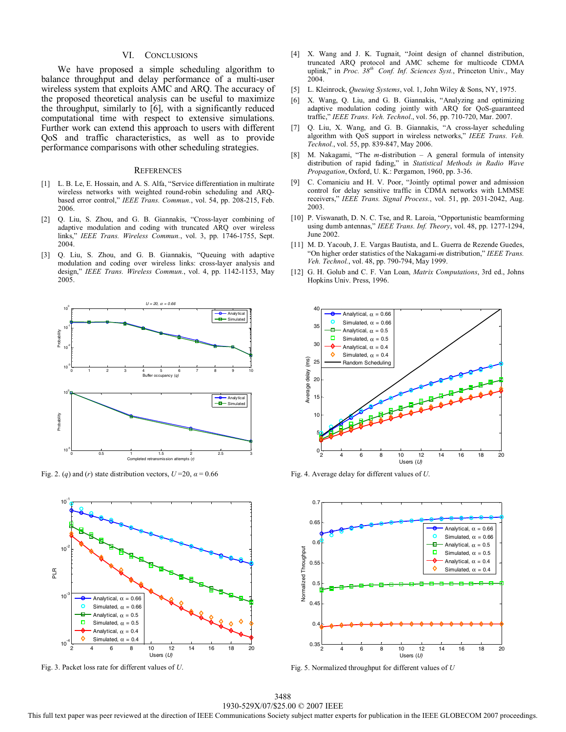## VI. CONCLUSIONS

We have proposed a simple scheduling algorithm to balance throughput and delay performance of a multi-user wireless system that exploits AMC and ARQ. The accuracy of the proposed theoretical analysis can be useful to maximize the throughput, similarly to [6], with a significantly reduced computational time with respect to extensive simulations. Further work can extend this approach to users with different QoS and traffic characteristics, as well as to provide performance comparisons with other scheduling strategies.

## REFERENCES

[1] L. B. Le, E. Hossain, and A. S. Alfa, "Service differentiation in multirate wireless networks with weighted round-robin scheduling and ARQ-based error control," *IEEE Trans. Commun.*, vol. 54, pp. 208-215, Feb. 2006.

[2] Q. Liu, S. Zhou, and G. B. Giannakis, "Cross-layer combining of adaptive modulation and coding with truncated ARQ over wireless links," *IEEE Trans. Wireless Commun.*, vol. 3, pp. 1746-1755, Sept. 2004.

[3] Q. Liu, S. Zhou, and G. B. Giannakis, "Queuing with adaptive modulation and coding over wireless links: cross-layer analysis and design," *IEEE Trans. Wireless Commun.*, vol. 4, pp. 1142-1153, May 2005.

[4] X. Wang and J. K. Tugnait, "Joint design of channel distribution, truncated ARQ protocol and AMC scheme for multicode CDMA uplink," in *Proc. 38th Conf. Inf. Sciences Syst.*, Princeton Univ., May 2004.

[5] L. Kleinrock, *Queuing Systems*, vol. 1, John Wiley & Sons, NY, 1975.

[6] X. Wang, Q. Liu, and G. B. Giannakis, "Analyzing and optimizing adaptive modulation coding jointly with ARQ for QoS-guaranteed traffic," *IEEE Trans. Veh. Technol.*, vol. 56, pp. 710-720, Mar. 2007.

[7] Q. Liu, X. Wang, and G. B. Giannakis, "A cross-layer scheduling algorithm with QoS support in wireless networks," *IEEE Trans. Veh. Technol.*, vol. 55, pp. 839-847, May 2006.

[8] M. Nakagami, "The *m*-distribution – A general formula of intensity distribution of rapid fading," in *Statistical Methods in Radio Wave Propagation*, Oxford, U. K.: Pergamon, 1960, pp. 3-36.

[9] C. Comaniciu and H. V. Poor, "Jointly optimal power and admission control for delay sensitive traffic in CDMA networks with LMMSE receivers," *IEEE Trans. Signal Process.*, vol. 51, pp. 2031-2042, Aug. 2003.

[10] P. Viswanath, D. N. C. Tse, and R. Laroia, "Opportunistic beamforming using dumb antennas," *IEEE Trans. Inf. Theory*, vol. 48, pp. 1277-1294, June 2002.

[11] M. D. Yacoub, J. E. Vargas Bautista, and L. Guerra de Rezende Guedes, "On higher order statistics of the Nakagami-*m* distribution," *IEEE Trans. Veh. Technol.*, vol. 48, pp. 790-794, May 1999.

[12] G. H. Golub and C. F. Van Loan, *Matrix Computations*, 3rd ed., Johns Hopkins Univ. Press, 1996.

$U = 20$, $\alpha = 0.66$

Probability

Buffer occupancy ($q$)

Completed retransmission attempts ($r$)

Analytical

Simulated

Fig. 2. ($q$) and ($r$) state distribution vectors, $U$=20, $\alpha$ = 0.66

PLR

Users ($U$)

Analytical, $\alpha$ = 0.66

Simulated, $\alpha$ = 0.66

Analytical, $\alpha$ = 0.5

Simulated, $\alpha$ = 0.5

Analytical, $\alpha$ = 0.4

Simulated, $\alpha$ = 0.4

Fig. 3. Packet loss rate for different values of $U$.

Average delay (ms)

Users ($U$)

Analytical, $\alpha$ = 0.66

Simulated, $\alpha$ = 0.66

Analytical, $\alpha$ = 0.5

Simulated, $\alpha$ = 0.5

Analytical, $\alpha$ = 0.4

Simulated, $\alpha$ = 0.4

Random Scheduling

Fig. 4. Average delay for different values of $U$.

Normalized Throughput

Users ($U$)

Analytical, $\alpha$ = 0.66

Simulated, $\alpha$ = 0.66

Analytical, $\alpha$ = 0.5

Simulated, $\alpha$ = 0.5

Analytical, $\alpha$ = 0.4

Simulated, $\alpha$ = 0.4

Fig. 5. Normalized throughput for different values of $U$